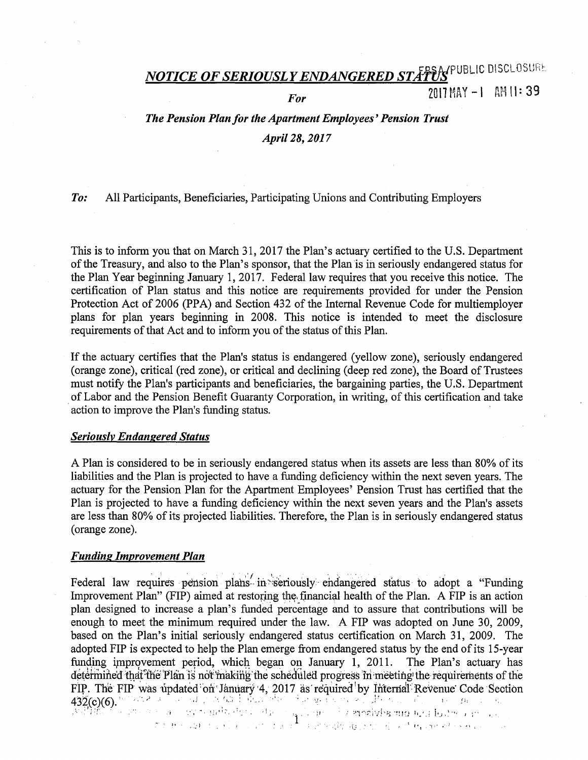# *NOTICE OF SERIOUSLY ENDANGERED STATUS*

EBSA/PUBLIC DISCLOSURE
2017 MAY -1 AM 11:39

## *For*

## *The Pension Plan for the Apartment Employees' Pension Trust*

*April 28, 2017*

***To:*** All Participants, Beneficiaries, Participating Unions and Contributing Employers

This is to inform you that on March 31, 2017 the Plan's actuary certified to the U.S. Department of the Treasury, and also to the Plan's sponsor, that the Plan is in seriously endangered status for the Plan Year beginning January 1, 2017. Federal law requires that you receive this notice. The certification of Plan status and this notice are requirements provided for under the Pension Protection Act of 2006 (PPA) and Section 432 of the Internal Revenue Code for multiemployer plans for plan years beginning in 2008. This notice is intended to meet the disclosure requirements of that Act and to inform you of the status of this Plan.

If the actuary certifies that the Plan's status is endangered (yellow zone), seriously endangered (orange zone), critical (red zone), or critical and declining (deep red zone), the Board of Trustees must notify the Plan's participants and beneficiaries, the bargaining parties, the U.S. Department of Labor and the Pension Benefit Guaranty Corporation, in writing, of this certification and take action to improve the Plan's funding status.

### ***Seriously Endangered Status***

A Plan is considered to be in seriously endangered status when its assets are less than 80% of its liabilities and the Plan is projected to have a funding deficiency within the next seven years. The actuary for the Pension Plan for the Apartment Employees' Pension Trust has certified that the Plan is projected to have a funding deficiency within the next seven years and the Plan's assets are less than 80% of its projected liabilities. Therefore, the Plan is in seriously endangered status (orange zone).

### ***Funding Improvement Plan***

Federal law requires pension plans in seriously endangered status to adopt a "Funding Improvement Plan" (FIP) aimed at restoring the financial health of the Plan. A FIP is an action plan designed to increase a plan's funded percentage and to assure that contributions will be enough to meet the minimum required under the law. A FIP was adopted on June 30, 2009, based on the Plan's initial seriously endangered status certification on March 31, 2009. The adopted FIP is expected to help the Plan emerge from endangered status by the end of its 15-year funding improvement period, which began on January 1, 2011. The Plan's actuary has determined that the Plan is not making the scheduled progress in meeting the requirements of the FIP. The FIP was updated on January 4, 2017 as required by Internal Revenue Code Section 432(c)(6).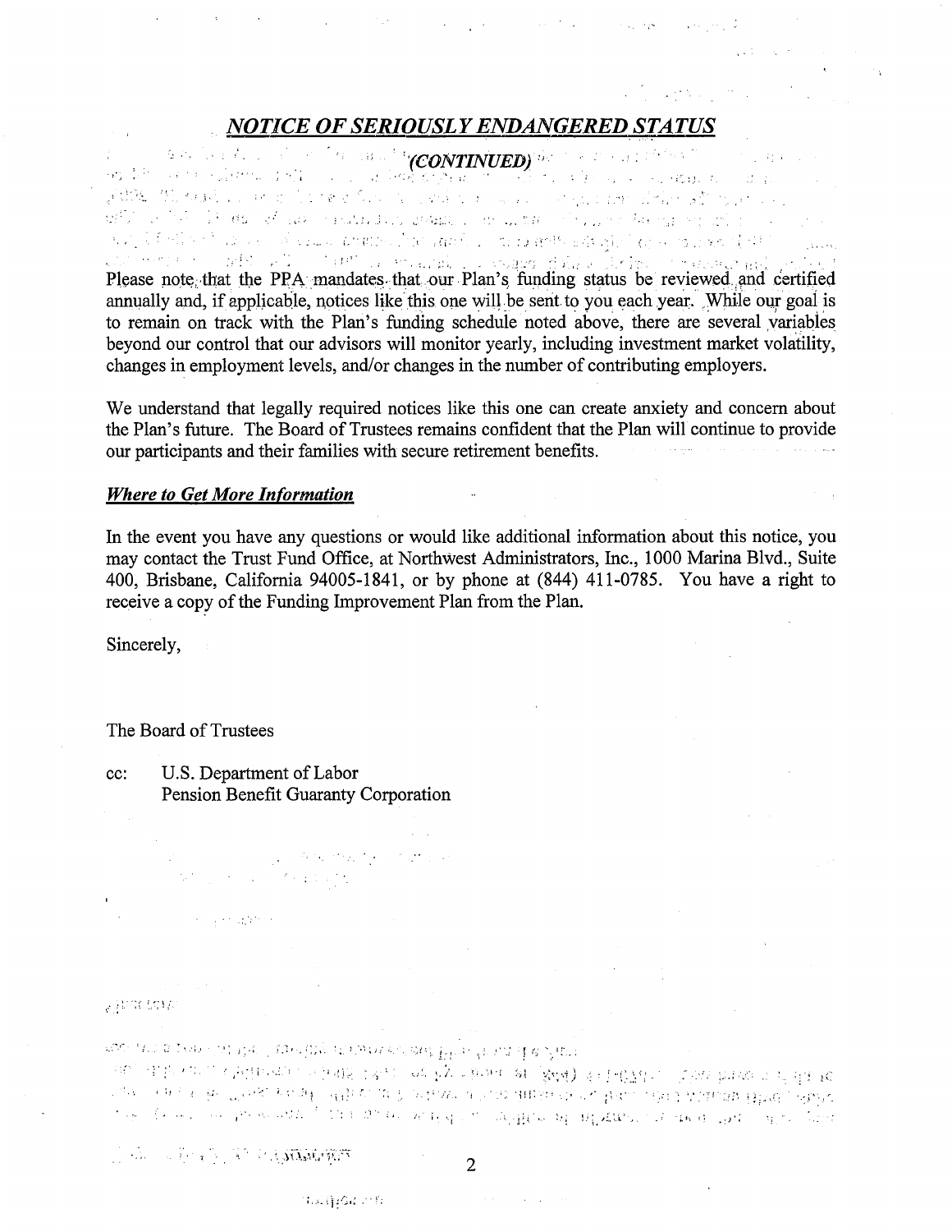## *NOTICE OF SERIOUSLY ENDANGERED STATUS*

***(CONTINUED)***

Please note that the PPA mandates that our Plan's funding status be reviewed and certified annually and, if applicable, notices like this one will be sent to you each year. While our goal is to remain on track with the Plan's funding schedule noted above, there are several variables beyond our control that our advisors will monitor yearly, including investment market volatility, changes in employment levels, and/or changes in the number of contributing employers.

We understand that legally required notices like this one can create anxiety and concern about the Plan's future. The Board of Trustees remains confident that the Plan will continue to provide our participants and their families with secure retirement benefits.

### *Where to Get More Information*

In the event you have any questions or would like additional information about this notice, you may contact the Trust Fund Office, at Northwest Administrators, Inc., 1000 Marina Blvd., Suite 400, Brisbane, California 94005-1841, or by phone at (844) 411-0785. You have a right to receive a copy of the Funding Improvement Plan from the Plan.

Sincerely,

The Board of Trustees

cc: U.S. Department of Labor
Pension Benefit Guaranty Corporation